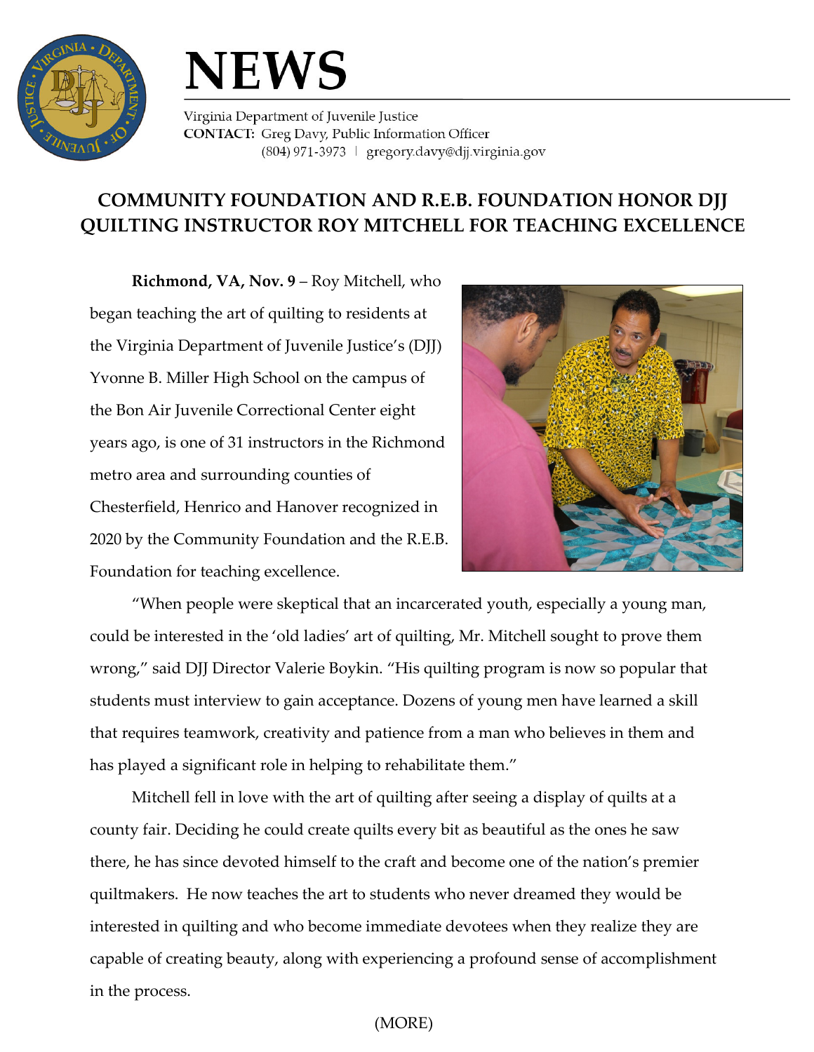# NEWS

Virginia Department of Juvenile Justice
**CONTACT:** Greg Davy, Public Information Officer
(804) 971-3973 | gregory.davy@djj.virginia.gov

## COMMUNITY FOUNDATION AND R.E.B. FOUNDATION HONOR DJJ QUILTING INSTRUCTOR ROY MITCHELL FOR TEACHING EXCELLENCE

**Richmond, VA, Nov. 9** – Roy Mitchell, who began teaching the art of quilting to residents at the Virginia Department of Juvenile Justice's (DJJ) Yvonne B. Miller High School on the campus of the Bon Air Juvenile Correctional Center eight years ago, is one of 31 instructors in the Richmond metro area and surrounding counties of Chesterfield, Henrico and Hanover recognized in 2020 by the Community Foundation and the R.E.B. Foundation for teaching excellence.

"When people were skeptical that an incarcerated youth, especially a young man, could be interested in the 'old ladies' art of quilting, Mr. Mitchell sought to prove them wrong," said DJJ Director Valerie Boykin. "His quilting program is now so popular that students must interview to gain acceptance. Dozens of young men have learned a skill that requires teamwork, creativity and patience from a man who believes in them and has played a significant role in helping to rehabilitate them."

Mitchell fell in love with the art of quilting after seeing a display of quilts at a county fair. Deciding he could create quilts every bit as beautiful as the ones he saw there, he has since devoted himself to the craft and become one of the nation's premier quiltmakers. He now teaches the art to students who never dreamed they would be interested in quilting and who become immediate devotees when they realize they are capable of creating beauty, along with experiencing a profound sense of accomplishment in the process.

(MORE)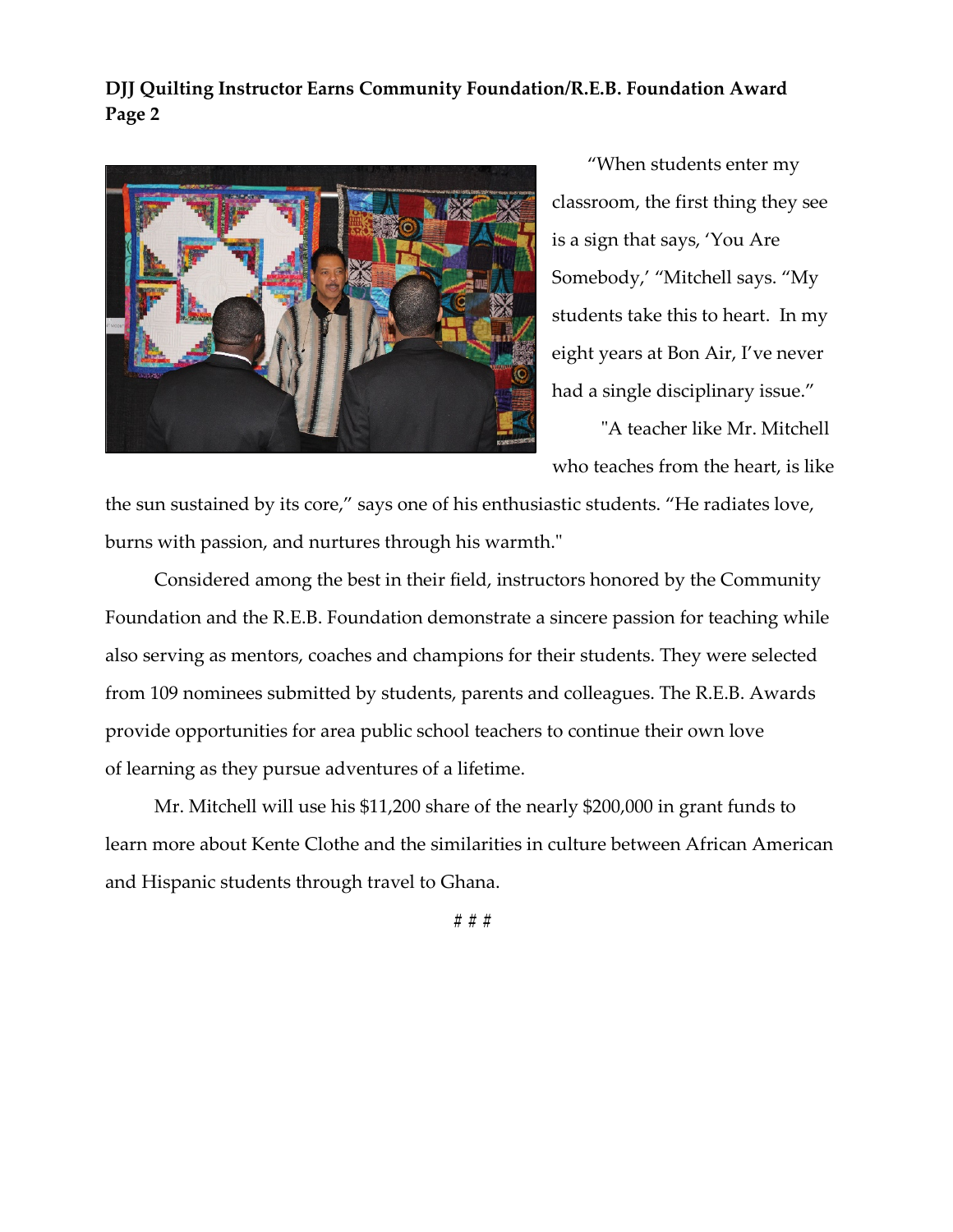“When students enter my classroom, the first thing they see is a sign that says, ‘You Are Somebody,’ “Mitchell says. “My students take this to heart. In my eight years at Bon Air, I’ve never had a single disciplinary issue.”

"A teacher like Mr. Mitchell who teaches from the heart, is like the sun sustained by its core,” says one of his enthusiastic students. “He radiates love, burns with passion, and nurtures through his warmth."

Considered among the best in their field, instructors honored by the Community Foundation and the R.E.B. Foundation demonstrate a sincere passion for teaching while also serving as mentors, coaches and champions for their students. They were selected from 109 nominees submitted by students, parents and colleagues. The R.E.B. Awards provide opportunities for area public school teachers to continue their own love of learning as they pursue adventures of a lifetime.

Mr. Mitchell will use his $11,200 share of the nearly $200,000 in grant funds to learn more about Kente Clothe and the similarities in culture between African American and Hispanic students through travel to Ghana.

# # #